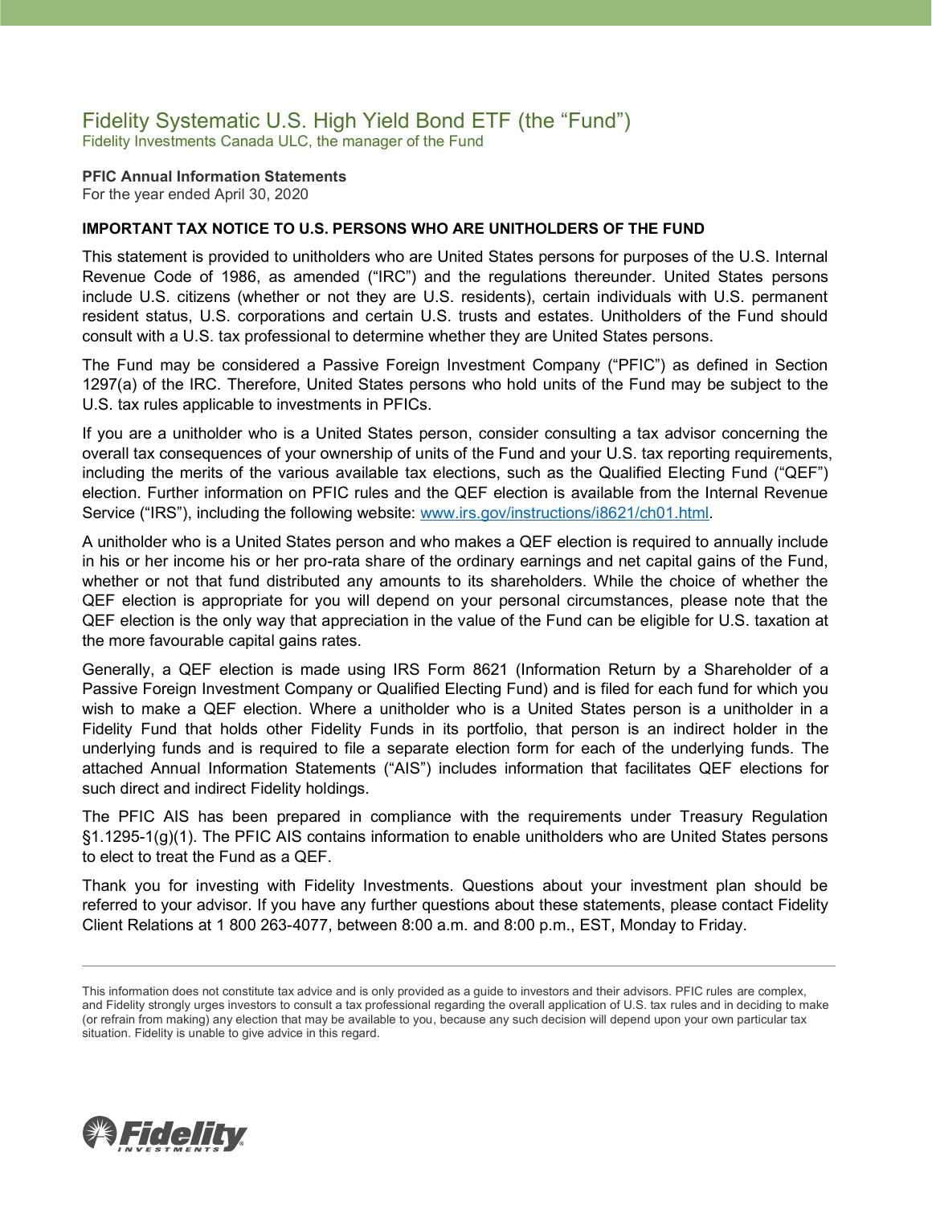# Fidelity Systematic U.S. High Yield Bond ETF (the "Fund")

Fidelity Investments Canada ULC, the manager of the Fund

**PFIC Annual Information Statements**
For the year ended April 30, 2020

**IMPORTANT TAX NOTICE TO U.S. PERSONS WHO ARE UNITHOLDERS OF THE FUND**

This statement is provided to unitholders who are United States persons for purposes of the U.S. Internal Revenue Code of 1986, as amended ("IRC") and the regulations thereunder. United States persons include U.S. citizens (whether or not they are U.S. residents), certain individuals with U.S. permanent resident status, U.S. corporations and certain U.S. trusts and estates. Unitholders of the Fund should consult with a U.S. tax professional to determine whether they are United States persons.

The Fund may be considered a Passive Foreign Investment Company ("PFIC") as defined in Section 1297(a) of the IRC. Therefore, United States persons who hold units of the Fund may be subject to the U.S. tax rules applicable to investments in PFICs.

If you are a unitholder who is a United States person, consider consulting a tax advisor concerning the overall tax consequences of your ownership of units of the Fund and your U.S. tax reporting requirements, including the merits of the various available tax elections, such as the Qualified Electing Fund ("QEF") election. Further information on PFIC rules and the QEF election is available from the Internal Revenue Service ("IRS"), including the following website: www.irs.gov/instructions/i8621/ch01.html.

A unitholder who is a United States person and who makes a QEF election is required to annually include in his or her income his or her pro-rata share of the ordinary earnings and net capital gains of the Fund, whether or not that fund distributed any amounts to its shareholders. While the choice of whether the QEF election is appropriate for you will depend on your personal circumstances, please note that the QEF election is the only way that appreciation in the value of the Fund can be eligible for U.S. taxation at the more favourable capital gains rates.

Generally, a QEF election is made using IRS Form 8621 (Information Return by a Shareholder of a Passive Foreign Investment Company or Qualified Electing Fund) and is filed for each fund for which you wish to make a QEF election. Where a unitholder who is a United States person is a unitholder in a Fidelity Fund that holds other Fidelity Funds in its portfolio, that person is an indirect holder in the underlying funds and is required to file a separate election form for each of the underlying funds. The attached Annual Information Statements ("AIS") includes information that facilitates QEF elections for such direct and indirect Fidelity holdings.

The PFIC AIS has been prepared in compliance with the requirements under Treasury Regulation §1.1295-1(g)(1). The PFIC AIS contains information to enable unitholders who are United States persons to elect to treat the Fund as a QEF.

Thank you for investing with Fidelity Investments. Questions about your investment plan should be referred to your advisor. If you have any further questions about these statements, please contact Fidelity Client Relations at 1 800 263-4077, between 8:00 a.m. and 8:00 p.m., EST, Monday to Friday.

---

This information does not constitute tax advice and is only provided as a guide to investors and their advisors. PFIC rules are complex, and Fidelity strongly urges investors to consult a tax professional regarding the overall application of U.S. tax rules and in deciding to make (or refrain from making) any election that may be available to you, because any such decision will depend upon your own particular tax situation. Fidelity is unable to give advice in this regard.

Fidelity INVESTMENTS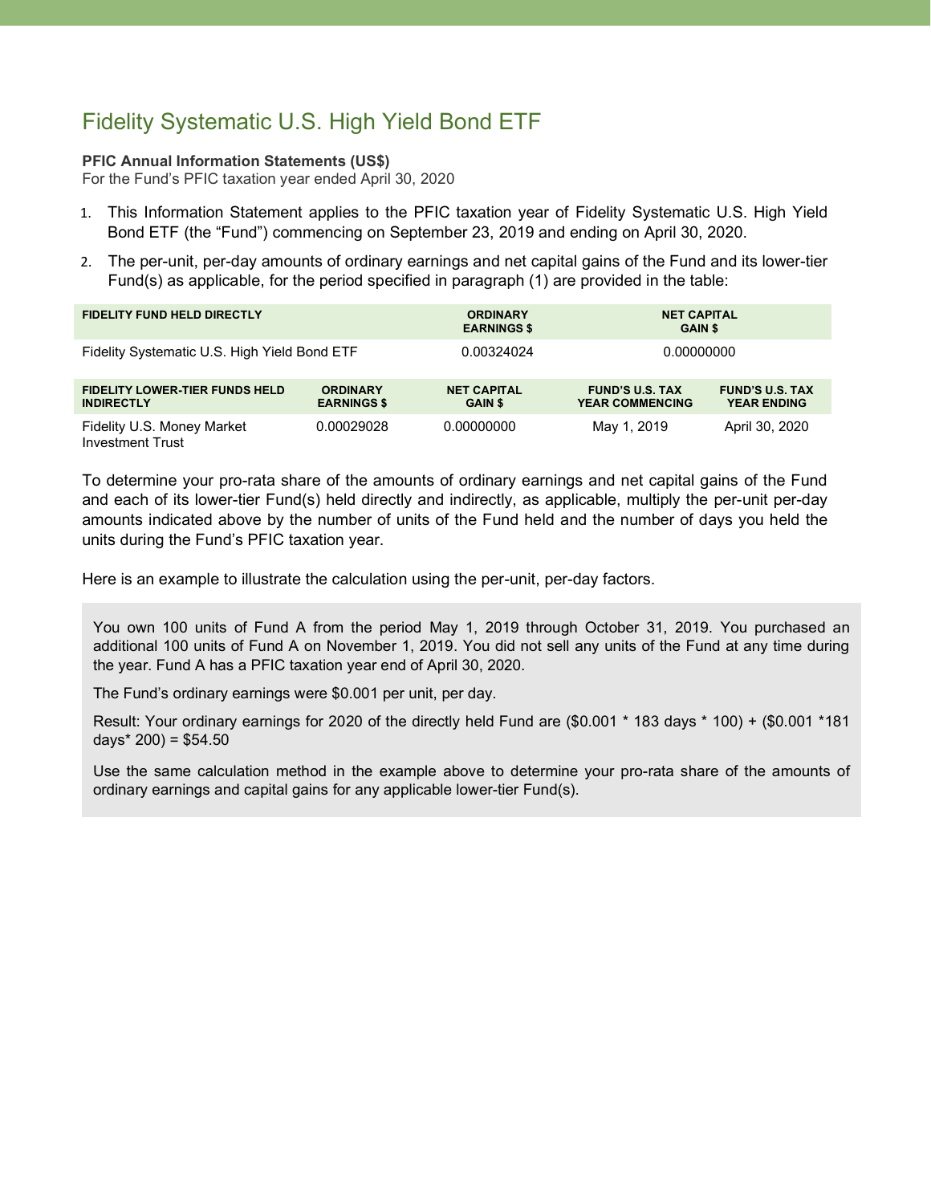# Fidelity Systematic U.S. High Yield Bond ETF

**PFIC Annual Information Statements (US$)**
For the Fund's PFIC taxation year ended April 30, 2020

1. This Information Statement applies to the PFIC taxation year of Fidelity Systematic U.S. High Yield Bond ETF (the "Fund") commencing on September 23, 2019 and ending on April 30, 2020.
2. The per-unit, per-day amounts of ordinary earnings and net capital gains of the Fund and its lower-tier Fund(s) as applicable, for the period specified in paragraph (1) are provided in the table:

| FIDELITY FUND HELD DIRECTLY | ORDINARY EARNINGS $ | NET CAPITAL GAIN $ |
|---|---|---|
| Fidelity Systematic U.S. High Yield Bond ETF | 0.00324024 | 0.00000000 |

| FIDELITY LOWER-TIER FUNDS HELD INDIRECTLY | ORDINARY EARNINGS $ | NET CAPITAL GAIN $ | FUND'S U.S. TAX YEAR COMMENCING | FUND'S U.S. TAX YEAR ENDING |
|---|---|---|---|---|
| Fidelity U.S. Money Market Investment Trust | 0.00029028 | 0.00000000 | May 1, 2019 | April 30, 2020 |

To determine your pro-rata share of the amounts of ordinary earnings and net capital gains of the Fund and each of its lower-tier Fund(s) held directly and indirectly, as applicable, multiply the per-unit per-day amounts indicated above by the number of units of the Fund held and the number of days you held the units during the Fund's PFIC taxation year.

Here is an example to illustrate the calculation using the per-unit, per-day factors.

> You own 100 units of Fund A from the period May 1, 2019 through October 31, 2019. You purchased an additional 100 units of Fund A on November 1, 2019. You did not sell any units of the Fund at any time during the year. Fund A has a PFIC taxation year end of April 30, 2020.
>
> The Fund's ordinary earnings were $0.001 per unit, per day.
>
> Result: Your ordinary earnings for 2020 of the directly held Fund are ($0.001 * 183 days * 100) + ($0.001 *181 days* 200) = $54.50
>
> Use the same calculation method in the example above to determine your pro-rata share of the amounts of ordinary earnings and capital gains for any applicable lower-tier Fund(s).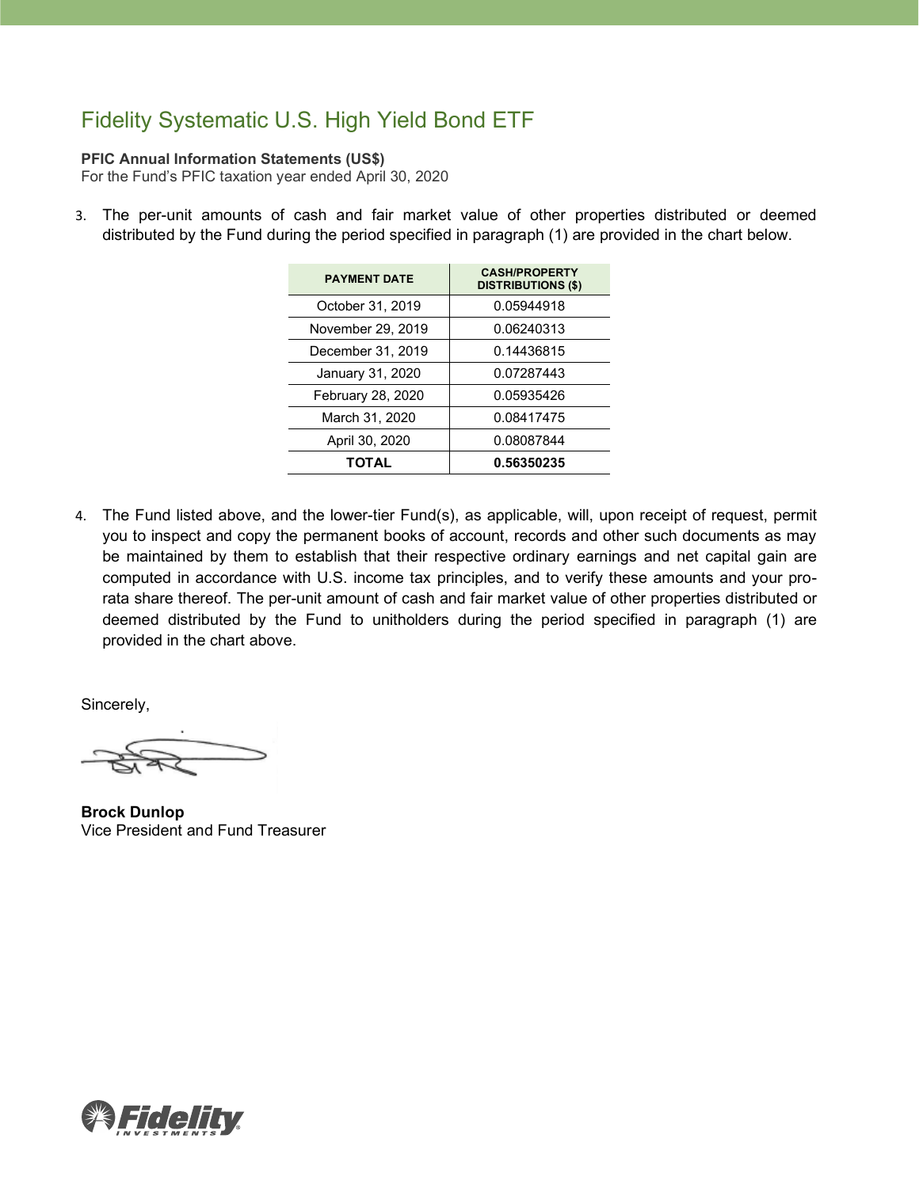# Fidelity Systematic U.S. High Yield Bond ETF

**PFIC Annual Information Statements (US$)**
For the Fund's PFIC taxation year ended April 30, 2020

3. The per-unit amounts of cash and fair market value of other properties distributed or deemed distributed by the Fund during the period specified in paragraph (1) are provided in the chart below.

| PAYMENT DATE | CASH/PROPERTY DISTRIBUTIONS ($) |
| --- | --- |
| October 31, 2019 | 0.05944918 |
| November 29, 2019 | 0.06240313 |
| December 31, 2019 | 0.14436815 |
| January 31, 2020 | 0.07287443 |
| February 28, 2020 | 0.05935426 |
| March 31, 2020 | 0.08417475 |
| April 30, 2020 | 0.08087844 |
| **TOTAL** | **0.56350235** |

4. The Fund listed above, and the lower-tier Fund(s), as applicable, will, upon receipt of request, permit you to inspect and copy the permanent books of account, records and other such documents as may be maintained by them to establish that their respective ordinary earnings and net capital gain are computed in accordance with U.S. income tax principles, and to verify these amounts and your pro-rata share thereof. The per-unit amount of cash and fair market value of other properties distributed or deemed distributed by the Fund to unitholders during the period specified in paragraph (1) are provided in the chart above.

Sincerely,

**Brock Dunlop**
Vice President and Fund Treasurer